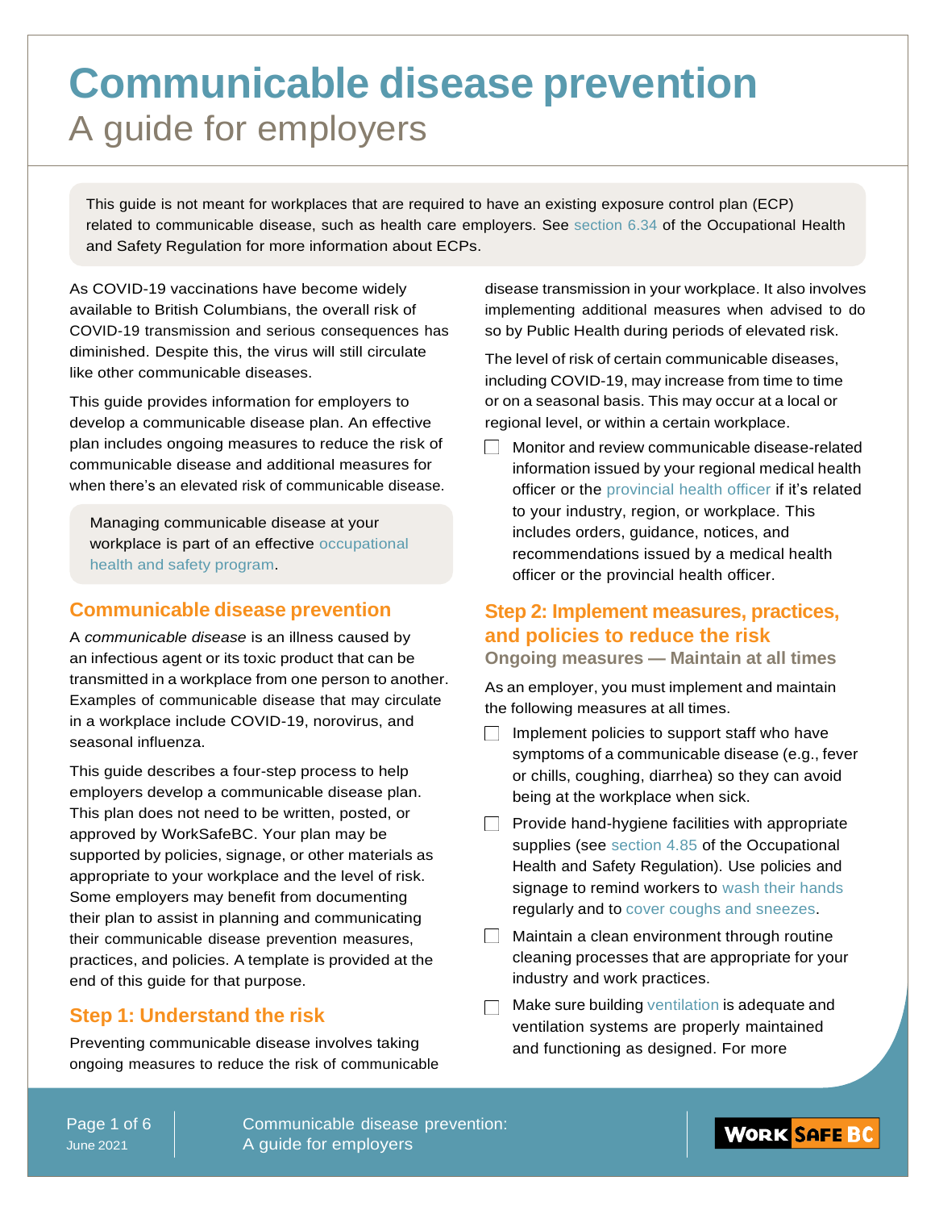# Communicable disease prevention

## A guide for employers

This guide is not meant for workplaces that are required to have an existing exposure control plan (ECP) related to communicable disease, such as health care employers. See section 6.34 of the Occupational Health and Safety Regulation for more information about ECPs.

As COVID-19 vaccinations have become widely available to British Columbians, the overall risk of COVID-19 transmission and serious consequences has diminished. Despite this, the virus will still circulate like other communicable diseases.

This guide provides information for employers to develop a communicable disease plan. An effective plan includes ongoing measures to reduce the risk of communicable disease and additional measures for when there's an elevated risk of communicable disease.

Managing communicable disease at your workplace is part of an effective occupational health and safety program.

## Communicable disease prevention

A *communicable disease* is an illness caused by an infectious agent or its toxic product that can be transmitted in a workplace from one person to another. Examples of communicable disease that may circulate in a workplace include COVID-19, norovirus, and seasonal influenza.

This guide describes a four-step process to help employers develop a communicable disease plan. This plan does not need to be written, posted, or approved by WorkSafeBC. Your plan may be supported by policies, signage, or other materials as appropriate to your workplace and the level of risk. Some employers may benefit from documenting their plan to assist in planning and communicating their communicable disease prevention measures, practices, and policies. A template is provided at the end of this guide for that purpose.

## Step 1: Understand the risk

Preventing communicable disease involves taking ongoing measures to reduce the risk of communicable disease transmission in your workplace. It also involves implementing additional measures when advised to do so by Public Health during periods of elevated risk.

The level of risk of certain communicable diseases, including COVID-19, may increase from time to time or on a seasonal basis. This may occur at a local or regional level, or within a certain workplace.

- [ ] Monitor and review communicable disease-related information issued by your regional medical health officer or the provincial health officer if it's related to your industry, region, or workplace. This includes orders, guidance, notices, and recommendations issued by a medical health officer or the provincial health officer.

## Step 2: Implement measures, practices, and policies to reduce the risk

### Ongoing measures — Maintain at all times

As an employer, you must implement and maintain the following measures at all times.

- [ ] Implement policies to support staff who have symptoms of a communicable disease (e.g., fever or chills, coughing, diarrhea) so they can avoid being at the workplace when sick.
- [ ] Provide hand-hygiene facilities with appropriate supplies (see section 4.85 of the Occupational Health and Safety Regulation). Use policies and signage to remind workers to wash their hands regularly and to cover coughs and sneezes.
- [ ] Maintain a clean environment through routine cleaning processes that are appropriate for your industry and work practices.
- [ ] Make sure building ventilation is adequate and ventilation systems are properly maintained and functioning as designed. For more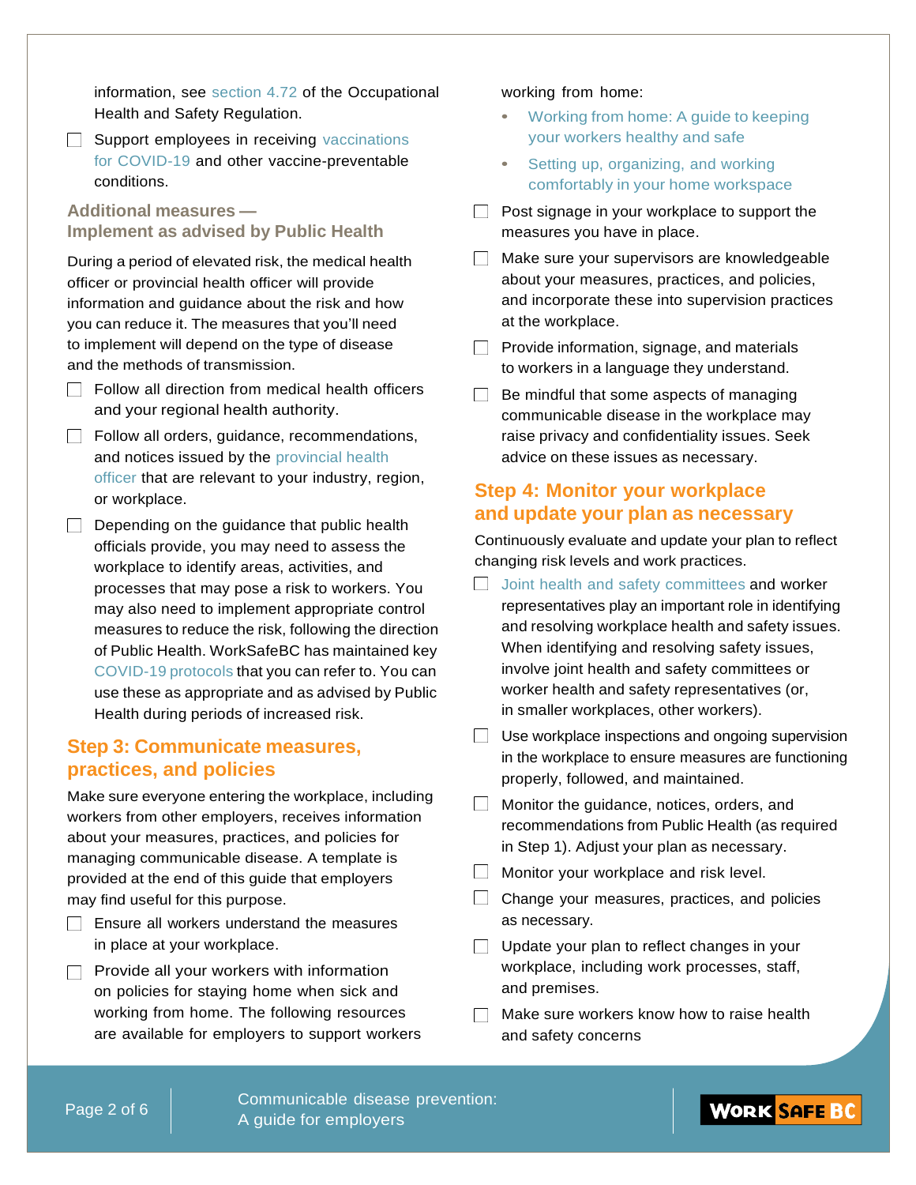information, see section 4.72 of the Occupational Health and Safety Regulation.

- ☐ Support employees in receiving vaccinations for COVID-19 and other vaccine-preventable conditions.

### Additional measures — Implement as advised by Public Health

During a period of elevated risk, the medical health officer or provincial health officer will provide information and guidance about the risk and how you can reduce it. The measures that you'll need to implement will depend on the type of disease and the methods of transmission.

- ☐ Follow all direction from medical health officers and your regional health authority.
- ☐ Follow all orders, guidance, recommendations, and notices issued by the provincial health officer that are relevant to your industry, region, or workplace.
- ☐ Depending on the guidance that public health officials provide, you may need to assess the workplace to identify areas, activities, and processes that may pose a risk to workers. You may also need to implement appropriate control measures to reduce the risk, following the direction of Public Health. WorkSafeBC has maintained key COVID-19 protocols that you can refer to. You can use these as appropriate and as advised by Public Health during periods of increased risk.

## Step 3: Communicate measures, practices, and policies

Make sure everyone entering the workplace, including workers from other employers, receives information about your measures, practices, and policies for managing communicable disease. A template is provided at the end of this guide that employers may find useful for this purpose.

- ☐ Ensure all workers understand the measures in place at your workplace.
- ☐ Provide all your workers with information on policies for staying home when sick and working from home. The following resources are available for employers to support workers working from home:
  - Working from home: A guide to keeping your workers healthy and safe
  - Setting up, organizing, and working comfortably in your home workspace
- ☐ Post signage in your workplace to support the measures you have in place.
- ☐ Make sure your supervisors are knowledgeable about your measures, practices, and policies, and incorporate these into supervision practices at the workplace.
- ☐ Provide information, signage, and materials to workers in a language they understand.
- ☐ Be mindful that some aspects of managing communicable disease in the workplace may raise privacy and confidentiality issues. Seek advice on these issues as necessary.

## Step 4: Monitor your workplace and update your plan as necessary

Continuously evaluate and update your plan to reflect changing risk levels and work practices.

- ☐ Joint health and safety committees and worker representatives play an important role in identifying and resolving workplace health and safety issues. When identifying and resolving safety issues, involve joint health and safety committees or worker health and safety representatives (or, in smaller workplaces, other workers).
- ☐ Use workplace inspections and ongoing supervision in the workplace to ensure measures are functioning properly, followed, and maintained.
- ☐ Monitor the guidance, notices, orders, and recommendations from Public Health (as required in Step 1). Adjust your plan as necessary.
- ☐ Monitor your workplace and risk level.
- ☐ Change your measures, practices, and policies as necessary.
- ☐ Update your plan to reflect changes in your workplace, including work processes, staff, and premises.
- ☐ Make sure workers know how to raise health and safety concerns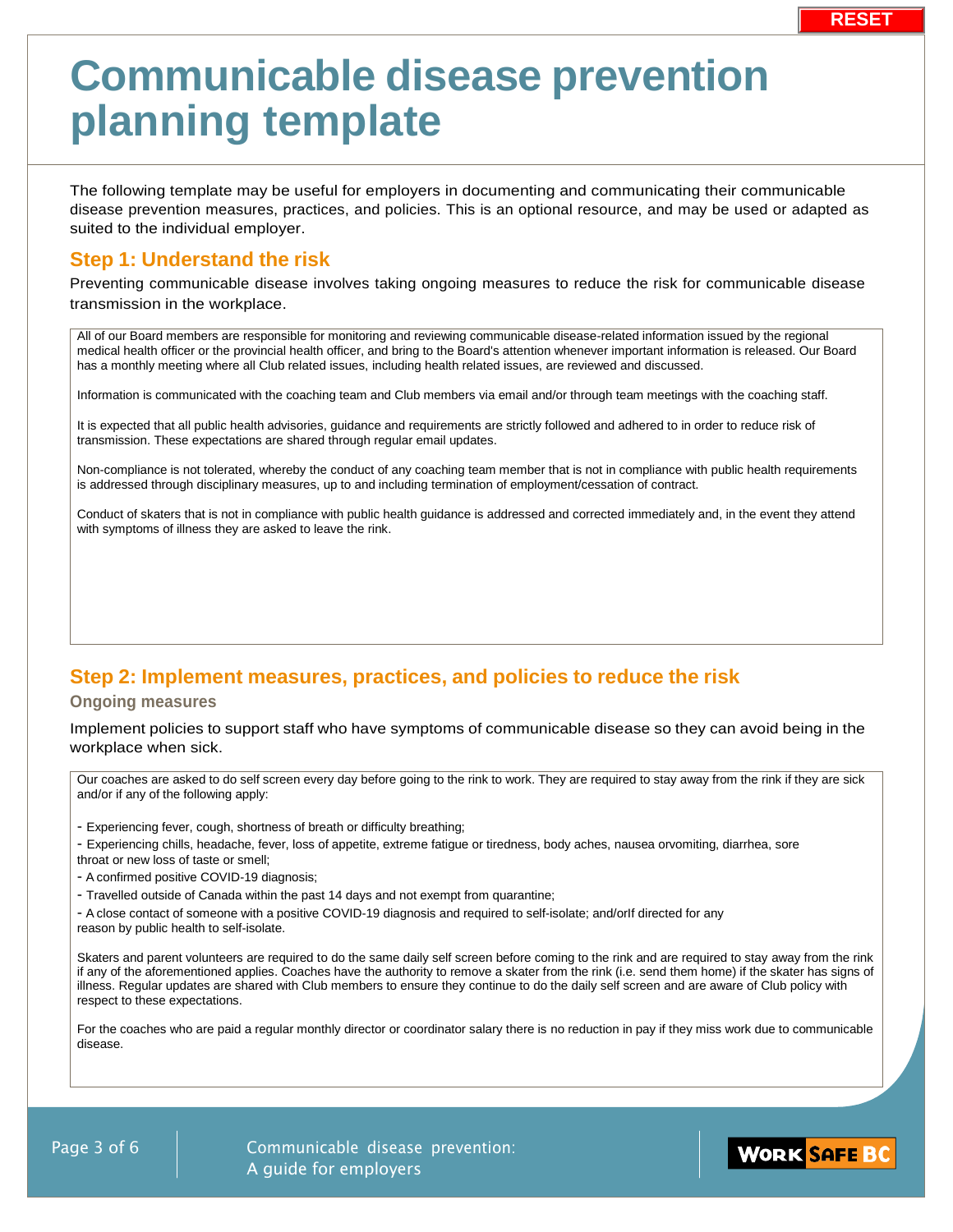# Communicable disease prevention planning template

The following template may be useful for employers in documenting and communicating their communicable disease prevention measures, practices, and policies. This is an optional resource, and may be used or adapted as suited to the individual employer.

## Step 1: Understand the risk

Preventing communicable disease involves taking ongoing measures to reduce the risk for communicable disease transmission in the workplace.

All of our Board members are responsible for monitoring and reviewing communicable disease-related information issued by the regional medical health officer or the provincial health officer, and bring to the Board's attention whenever important information is released. Our Board has a monthly meeting where all Club related issues, including health related issues, are reviewed and discussed.

Information is communicated with the coaching team and Club members via email and/or through team meetings with the coaching staff.

It is expected that all public health advisories, guidance and requirements are strictly followed and adhered to in order to reduce risk of transmission. These expectations are shared through regular email updates.

Non-compliance is not tolerated, whereby the conduct of any coaching team member that is not in compliance with public health requirements is addressed through disciplinary measures, up to and including termination of employment/cessation of contract.

Conduct of skaters that is not in compliance with public health guidance is addressed and corrected immediately and, in the event they attend with symptoms of illness they are asked to leave the rink.

## Step 2: Implement measures, practices, and policies to reduce the risk

### Ongoing measures

Implement policies to support staff who have symptoms of communicable disease so they can avoid being in the workplace when sick.

Our coaches are asked to do self screen every day before going to the rink to work. They are required to stay away from the rink if they are sick and/or if any of the following apply:

- Experiencing fever, cough, shortness of breath or difficulty breathing;
- Experiencing chills, headache, fever, loss of appetite, extreme fatigue or tiredness, body aches, nausea orvomiting, diarrhea, sore throat or new loss of taste or smell;
- A confirmed positive COVID-19 diagnosis;
- Travelled outside of Canada within the past 14 days and not exempt from quarantine;
- A close contact of someone with a positive COVID-19 diagnosis and required to self-isolate; and/orIf directed for any reason by public health to self-isolate.

Skaters and parent volunteers are required to do the same daily self screen before coming to the rink and are required to stay away from the rink if any of the aforementioned applies. Coaches have the authority to remove a skater from the rink (i.e. send them home) if the skater has signs of illness. Regular updates are shared with Club members to ensure they continue to do the daily self screen and are aware of Club policy with respect to these expectations.

For the coaches who are paid a regular monthly director or coordinator salary there is no reduction in pay if they miss work due to communicable disease.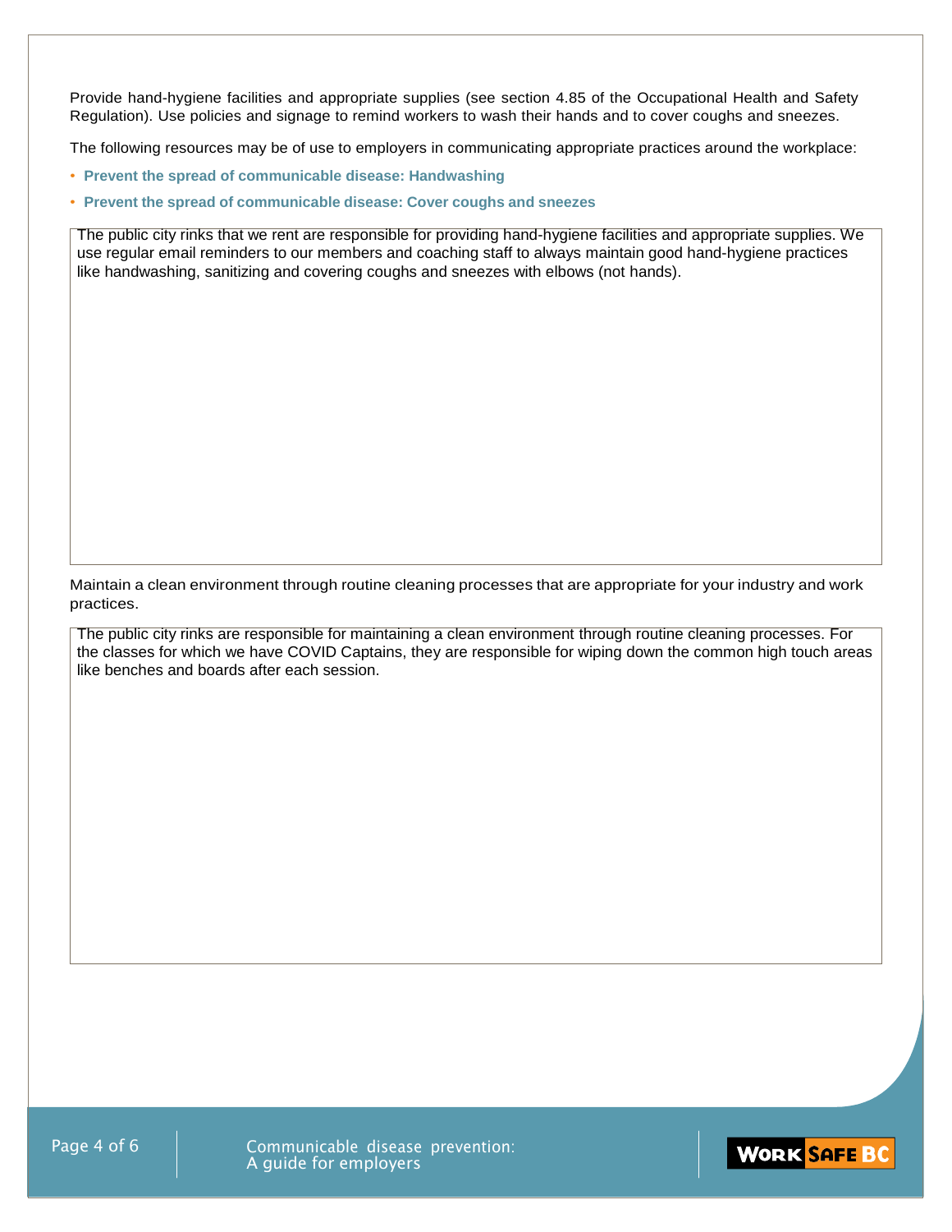Provide hand-hygiene facilities and appropriate supplies (see section 4.85 of the Occupational Health and Safety Regulation). Use policies and signage to remind workers to wash their hands and to cover coughs and sneezes.

The following resources may be of use to employers in communicating appropriate practices around the workplace:

- **Prevent the spread of communicable disease: Handwashing**
- **Prevent the spread of communicable disease: Cover coughs and sneezes**

The public city rinks that we rent are responsible for providing hand-hygiene facilities and appropriate supplies. We use regular email reminders to our members and coaching staff to always maintain good hand-hygiene practices like handwashing, sanitizing and covering coughs and sneezes with elbows (not hands).

Maintain a clean environment through routine cleaning processes that are appropriate for your industry and work practices.

The public city rinks are responsible for maintaining a clean environment through routine cleaning processes. For the classes for which we have COVID Captains, they are responsible for wiping down the common high touch areas like benches and boards after each session.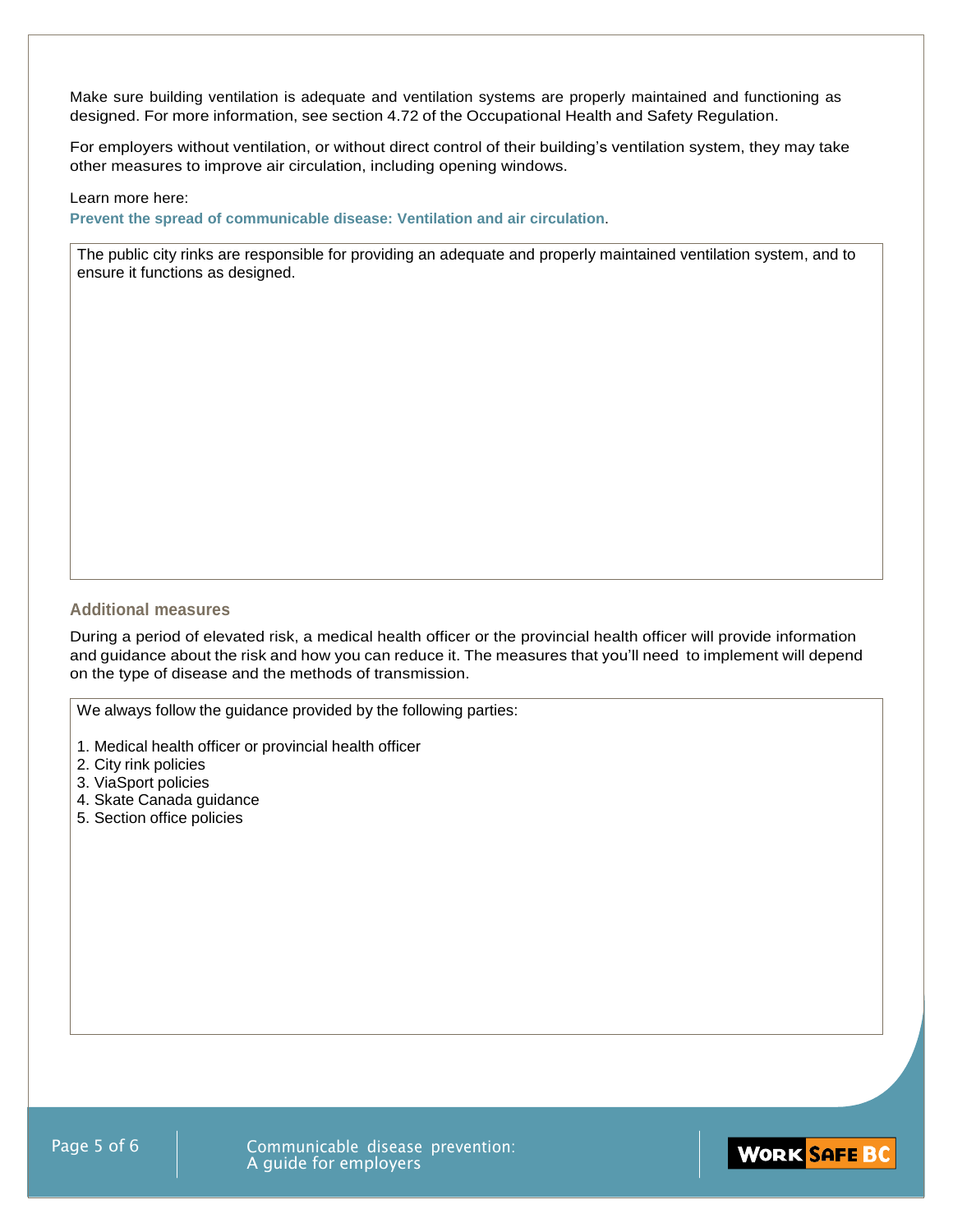Make sure building ventilation is adequate and ventilation systems are properly maintained and functioning as designed. For more information, see section 4.72 of the Occupational Health and Safety Regulation.

For employers without ventilation, or without direct control of their building's ventilation system, they may take other measures to improve air circulation, including opening windows.

Learn more here:
**Prevent the spread of communicable disease: Ventilation and air circulation**.

| The public city rinks are responsible for providing an adequate and properly maintained ventilation system, and to ensure it functions as designed. |
|---|

### Additional measures

During a period of elevated risk, a medical health officer or the provincial health officer will provide information and guidance about the risk and how you can reduce it. The measures that you'll need to implement will depend on the type of disease and the methods of transmission.

We always follow the guidance provided by the following parties:

1. Medical health officer or provincial health officer
2. City rink policies
3. ViaSport policies
4. Skate Canada guidance
5. Section office policies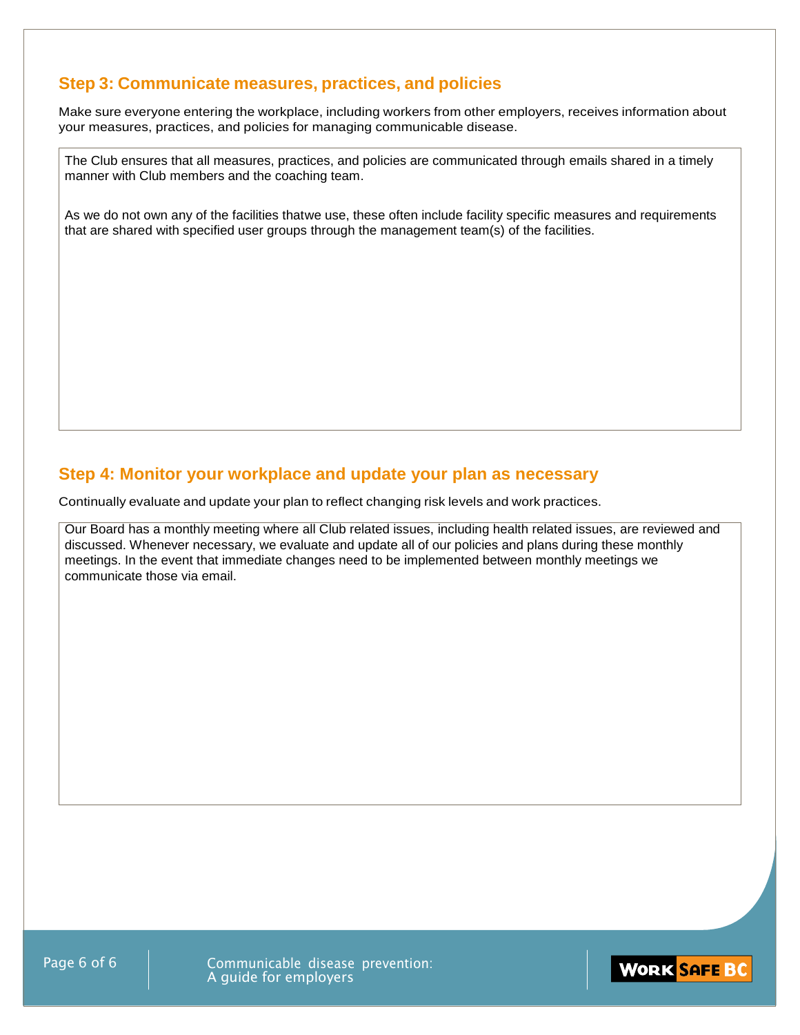## Step 3: Communicate measures, practices, and policies

Make sure everyone entering the workplace, including workers from other employers, receives information about your measures, practices, and policies for managing communicable disease.

The Club ensures that all measures, practices, and policies are communicated through emails shared in a timely manner with Club members and the coaching team.

As we do not own any of the facilities thatwe use, these often include facility specific measures and requirements that are shared with specified user groups through the management team(s) of the facilities.

## Step 4: Monitor your workplace and update your plan as necessary

Continually evaluate and update your plan to reflect changing risk levels and work practices.

Our Board has a monthly meeting where all Club related issues, including health related issues, are reviewed and discussed. Whenever necessary, we evaluate and update all of our policies and plans during these monthly meetings. In the event that immediate changes need to be implemented between monthly meetings we communicate those via email.